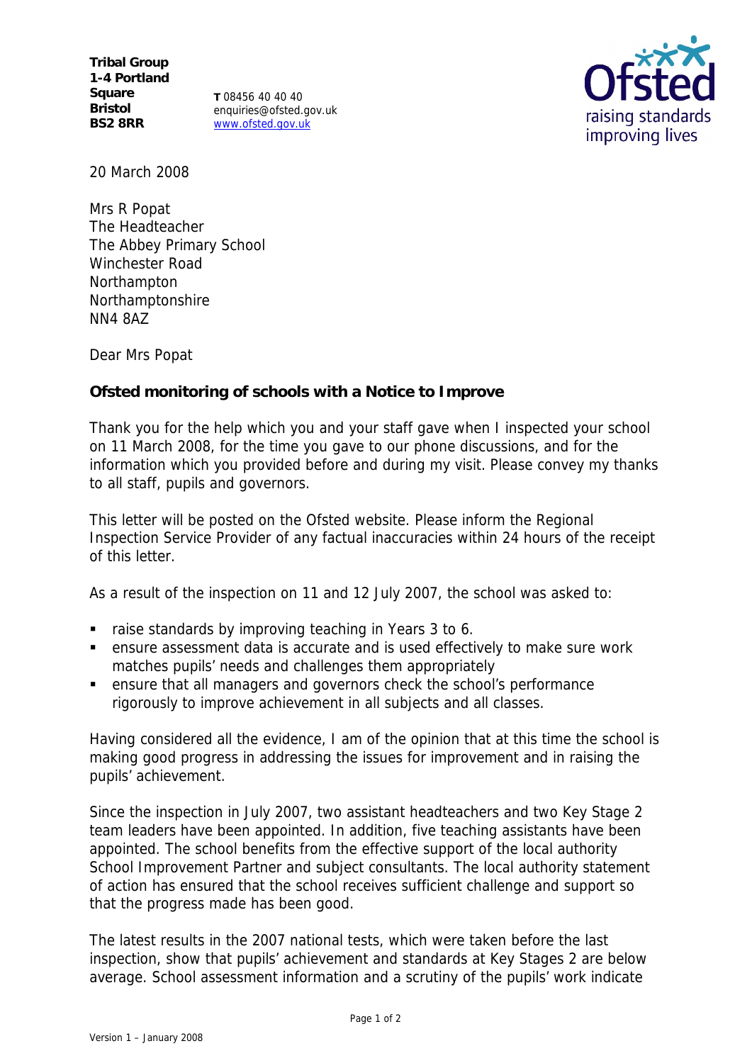Tribal Group
1-4 Portland Square
Bristol
BS2 8RR

**T** 08456 40 40 40
enquiries@ofsted.gov.uk
www.ofsted.gov.uk

Ofsted
raising standards improving lives

20 March 2008

Mrs R Popat
The Headteacher
The Abbey Primary School
Winchester Road
Northampton
Northamptonshire
NN4 8AZ

Dear Mrs Popat

**Ofsted monitoring of schools with a Notice to Improve**

Thank you for the help which you and your staff gave when I inspected your school on 11 March 2008, for the time you gave to our phone discussions, and for the information which you provided before and during my visit. Please convey my thanks to all staff, pupils and governors.

This letter will be posted on the Ofsted website. Please inform the Regional Inspection Service Provider of any factual inaccuracies within 24 hours of the receipt of this letter.

As a result of the inspection on 11 and 12 July 2007, the school was asked to:

- raise standards by improving teaching in Years 3 to 6.
- ensure assessment data is accurate and is used effectively to make sure work matches pupils' needs and challenges them appropriately
- ensure that all managers and governors check the school's performance rigorously to improve achievement in all subjects and all classes.

Having considered all the evidence, I am of the opinion that at this time the school is making good progress in addressing the issues for improvement and in raising the pupils' achievement.

Since the inspection in July 2007, two assistant headteachers and two Key Stage 2 team leaders have been appointed. In addition, five teaching assistants have been appointed. The school benefits from the effective support of the local authority School Improvement Partner and subject consultants. The local authority statement of action has ensured that the school receives sufficient challenge and support so that the progress made has been good.

The latest results in the 2007 national tests, which were taken before the last inspection, show that pupils' achievement and standards at Key Stages 2 are below average. School assessment information and a scrutiny of the pupils' work indicate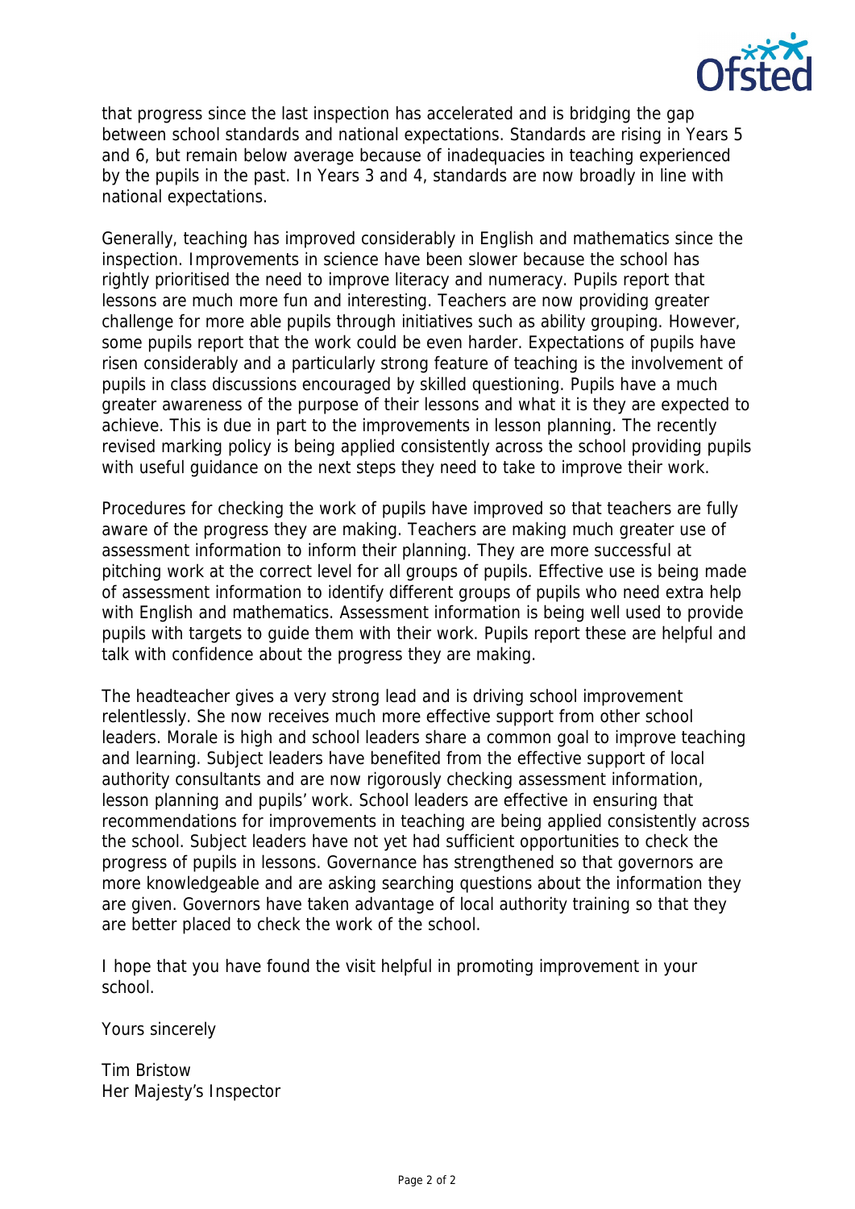that progress since the last inspection has accelerated and is bridging the gap between school standards and national expectations. Standards are rising in Years 5 and 6, but remain below average because of inadequacies in teaching experienced by the pupils in the past. In Years 3 and 4, standards are now broadly in line with national expectations.

Generally, teaching has improved considerably in English and mathematics since the inspection. Improvements in science have been slower because the school has rightly prioritised the need to improve literacy and numeracy. Pupils report that lessons are much more fun and interesting. Teachers are now providing greater challenge for more able pupils through initiatives such as ability grouping. However, some pupils report that the work could be even harder. Expectations of pupils have risen considerably and a particularly strong feature of teaching is the involvement of pupils in class discussions encouraged by skilled questioning. Pupils have a much greater awareness of the purpose of their lessons and what it is they are expected to achieve. This is due in part to the improvements in lesson planning. The recently revised marking policy is being applied consistently across the school providing pupils with useful guidance on the next steps they need to take to improve their work.

Procedures for checking the work of pupils have improved so that teachers are fully aware of the progress they are making. Teachers are making much greater use of assessment information to inform their planning. They are more successful at pitching work at the correct level for all groups of pupils. Effective use is being made of assessment information to identify different groups of pupils who need extra help with English and mathematics. Assessment information is being well used to provide pupils with targets to guide them with their work. Pupils report these are helpful and talk with confidence about the progress they are making.

The headteacher gives a very strong lead and is driving school improvement relentlessly. She now receives much more effective support from other school leaders. Morale is high and school leaders share a common goal to improve teaching and learning. Subject leaders have benefited from the effective support of local authority consultants and are now rigorously checking assessment information, lesson planning and pupils' work. School leaders are effective in ensuring that recommendations for improvements in teaching are being applied consistently across the school. Subject leaders have not yet had sufficient opportunities to check the progress of pupils in lessons. Governance has strengthened so that governors are more knowledgeable and are asking searching questions about the information they are given. Governors have taken advantage of local authority training so that they are better placed to check the work of the school.

I hope that you have found the visit helpful in promoting improvement in your school.

Yours sincerely

Tim Bristow
Her Majesty's Inspector